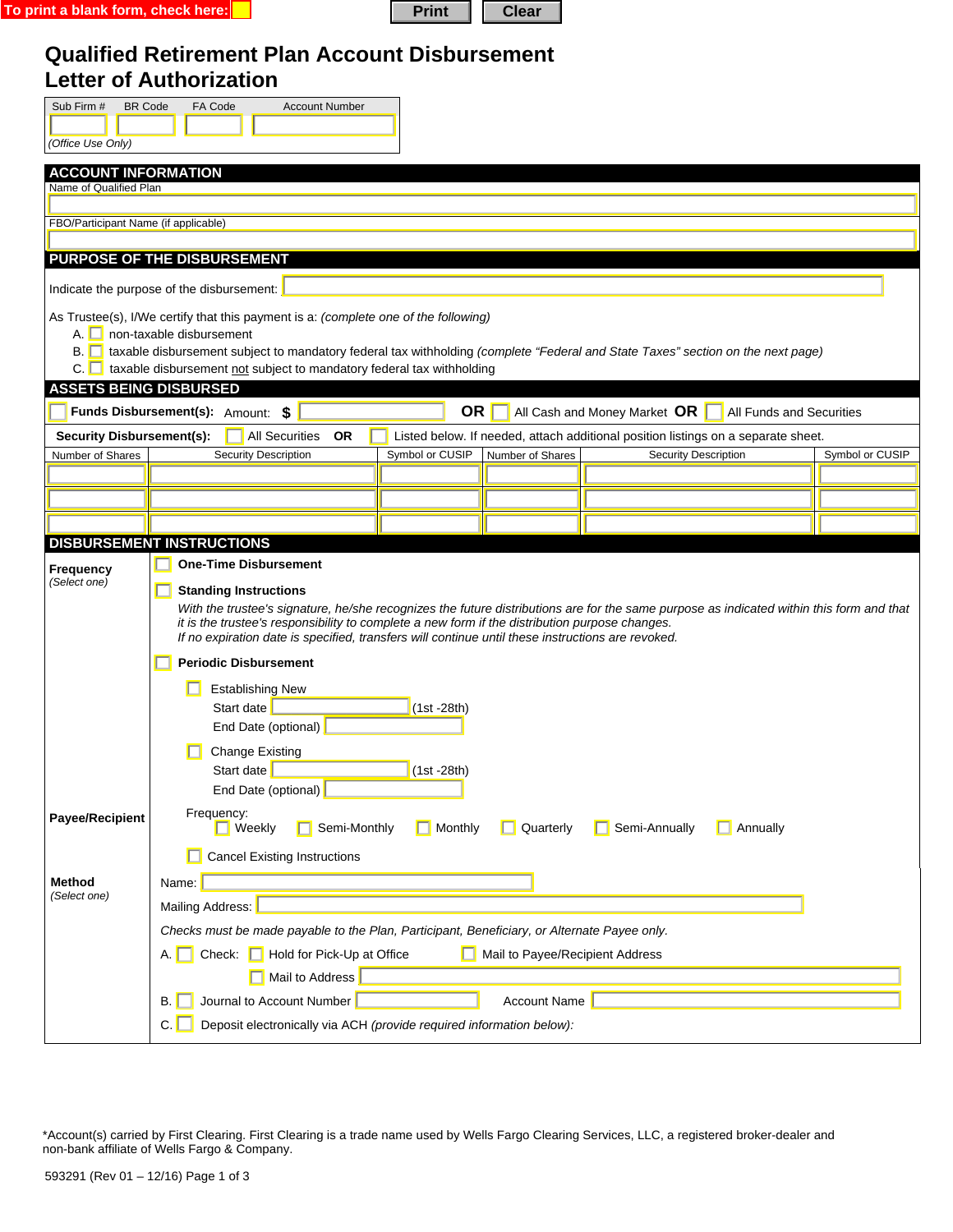To print a blank form, check here: ☐ Print Clear

# Qualified Retirement Plan Account Disbursement Letter of Authorization

| Sub Firm # | BR Code | FA Code | Account Number |
|---|---|---|---|
| | | | |

*(Office Use Only)*

## ACCOUNT INFORMATION

Name of Qualified Plan

FBO/Participant Name (if applicable)

## PURPOSE OF THE DISBURSEMENT

Indicate the purpose of the disbursement:

As Trustee(s), I/We certify that this payment is a: *(complete one of the following)*

A. ☐ non-taxable disbursement

B. ☐ taxable disbursement subject to mandatory federal tax withholding *(complete "Federal and State Taxes" section on the next page)*

C. ☐ taxable disbursement not subject to mandatory federal tax withholding

## ASSETS BEING DISBURSED

☐ **Funds Disbursement(s):** Amount: **$** ______ **OR** ☐ All Cash and Money Market **OR** ☐ All Funds and Securities

**Security Disbursement(s):** ☐ All Securities **OR** ☐ Listed below. If needed, attach additional position listings on a separate sheet.

| Number of Shares | Security Description | Symbol or CUSIP | Number of Shares | Security Description | Symbol or CUSIP |
|---|---|---|---|---|---|
| | | | | | |
| | | | | | |
| | | | | | |

## DISBURSEMENT INSTRUCTIONS

**Frequency**
*(Select one)*

☐ **One-Time Disbursement**

☐ **Standing Instructions**

*With the trustee's signature, he/she recognizes the future distributions are for the same purpose as indicated within this form and that it is the trustee's responsibility to complete a new form if the distribution purpose changes.*
*If no expiration date is specified, transfers will continue until these instructions are revoked.*

☐ **Periodic Disbursement**

☐ Establishing New
Start date ______ (1st -28th)
End Date (optional) ______

☐ Change Existing
Start date ______ (1st -28th)
End Date (optional) ______

Frequency:
☐ Weekly ☐ Semi-Monthly ☐ Monthly ☐ Quarterly ☐ Semi-Annually ☐ Annually

☐ Cancel Existing Instructions

**Payee/Recipient**

Name: ______

Mailing Address: ______

**Method**
*(Select one)*

*Checks must be made payable to the Plan, Participant, Beneficiary, or Alternate Payee only.*

A. ☐ Check: ☐ Hold for Pick-Up at Office ☐ Mail to Payee/Recipient Address
☐ Mail to Address ______

B. ☐ Journal to Account Number ______ Account Name ______

C. ☐ Deposit electronically via ACH *(provide required information below):*

*Account(s) carried by First Clearing. First Clearing is a trade name used by Wells Fargo Clearing Services, LLC, a registered broker-dealer and non-bank affiliate of Wells Fargo & Company.

593291 (Rev 01 – 12/16)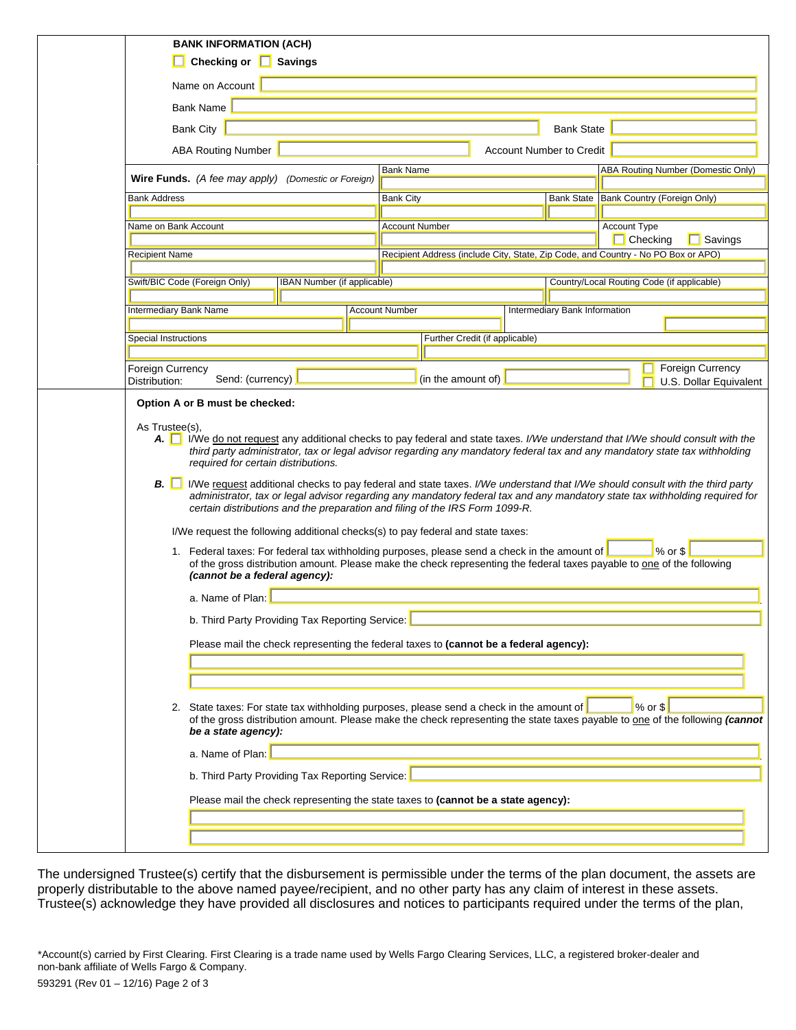**BANK INFORMATION (ACH)**

☐ **Checking or** ☐ **Savings**

Name on Account

Bank Name

Bank City | Bank State

ABA Routing Number | Account Number to Credit

| **Wire Funds.** *(A fee may apply)* *(Domestic or Foreign)* | Bank Name | | ABA Routing Number (Domestic Only) |
|---|---|---|---|
| Bank Address | Bank City | Bank State | Bank Country (Foreign Only) |
| Name on Bank Account | Account Number | | Account Type ☐ Checking ☐ Savings |
| Recipient Name | Recipient Address (include City, State, Zip Code, and Country - No PO Box or APO) | | |
| Swift/BIC Code (Foreign Only) | IBAN Number (if applicable) | | Country/Local Routing Code (if applicable) |
| Intermediary Bank Name | Account Number | Intermediary Bank Information | |
| Special Instructions | Further Credit (if applicable) | | |

Foreign Currency Distribution: Send: (currency) ______ (in the amount of) ______ ☐ Foreign Currency ☐ U.S. Dollar Equivalent

**Option A or B must be checked:**

As Trustee(s),

***A.*** ☐ I/We do not request any additional checks to pay federal and state taxes. *I/We understand that I/We should consult with the third party administrator, tax or legal advisor regarding any mandatory federal tax and any mandatory state tax withholding required for certain distributions.*

***B.*** ☐ I/We request additional checks to pay federal and state taxes. *I/We understand that I/We should consult with the third party administrator, tax or legal advisor regarding any mandatory federal tax and any mandatory state tax withholding required for certain distributions and the preparation and filing of the IRS Form 1099-R.*

I/We request the following additional checks(s) to pay federal and state taxes:

1. Federal taxes: For federal tax withholding purposes, please send a check in the amount of ______ % or $ ______ of the gross distribution amount. Please make the check representing the federal taxes payable to one of the following ***(cannot be a federal agency):***

   a. Name of Plan:

   b. Third Party Providing Tax Reporting Service:

   Please mail the check representing the federal taxes to **(cannot be a federal agency):**

2. State taxes: For state tax withholding purposes, please send a check in the amount of ______ % or $ ______ of the gross distribution amount. Please make the check representing the state taxes payable to one of the following ***(cannot be a state agency):***

   a. Name of Plan:

   b. Third Party Providing Tax Reporting Service:

   Please mail the check representing the state taxes to **(cannot be a state agency):**

The undersigned Trustee(s) certify that the disbursement is permissible under the terms of the plan document, the assets are properly distributable to the above named payee/recipient, and no other party has any claim of interest in these assets. Trustee(s) acknowledge they have provided all disclosures and notices to participants required under the terms of the plan,

*Account(s) carried by First Clearing. First Clearing is a trade name used by Wells Fargo Clearing Services, LLC, a registered broker-dealer and non-bank affiliate of Wells Fargo & Company.

593291 (Rev 01 – 12/16)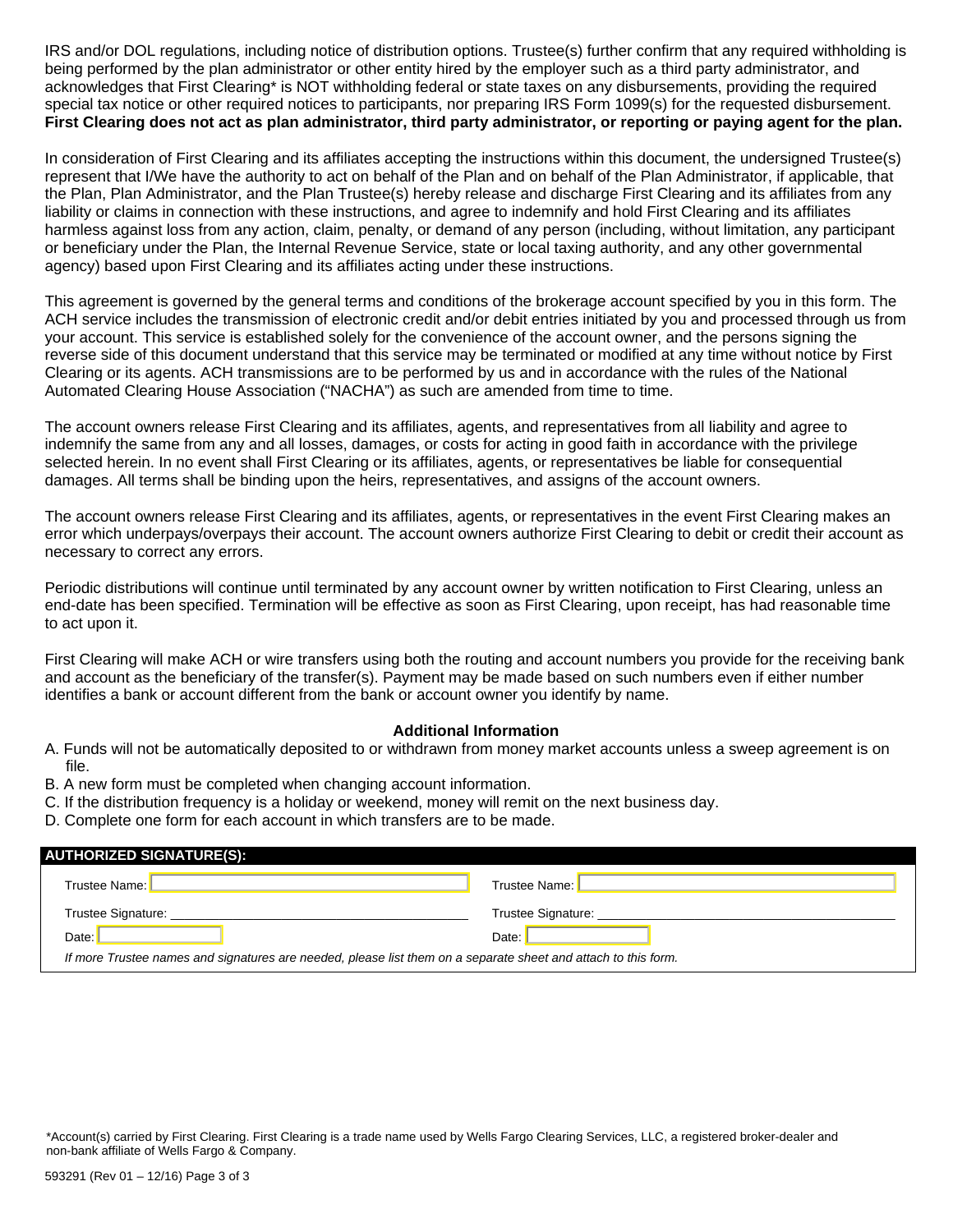IRS and/or DOL regulations, including notice of distribution options. Trustee(s) further confirm that any required withholding is being performed by the plan administrator or other entity hired by the employer such as a third party administrator, and acknowledges that First Clearing* is NOT withholding federal or state taxes on any disbursements, providing the required special tax notice or other required notices to participants, nor preparing IRS Form 1099(s) for the requested disbursement. **First Clearing does not act as plan administrator, third party administrator, or reporting or paying agent for the plan.**

In consideration of First Clearing and its affiliates accepting the instructions within this document, the undersigned Trustee(s) represent that I/We have the authority to act on behalf of the Plan and on behalf of the Plan Administrator, if applicable, that the Plan, Plan Administrator, and the Plan Trustee(s) hereby release and discharge First Clearing and its affiliates from any liability or claims in connection with these instructions, and agree to indemnify and hold First Clearing and its affiliates harmless against loss from any action, claim, penalty, or demand of any person (including, without limitation, any participant or beneficiary under the Plan, the Internal Revenue Service, state or local taxing authority, and any other governmental agency) based upon First Clearing and its affiliates acting under these instructions.

This agreement is governed by the general terms and conditions of the brokerage account specified by you in this form. The ACH service includes the transmission of electronic credit and/or debit entries initiated by you and processed through us from your account. This service is established solely for the convenience of the account owner, and the persons signing the reverse side of this document understand that this service may be terminated or modified at any time without notice by First Clearing or its agents. ACH transmissions are to be performed by us and in accordance with the rules of the National Automated Clearing House Association ("NACHA") as such are amended from time to time.

The account owners release First Clearing and its affiliates, agents, and representatives from all liability and agree to indemnify the same from any and all losses, damages, or costs for acting in good faith in accordance with the privilege selected herein. In no event shall First Clearing or its affiliates, agents, or representatives be liable for consequential damages. All terms shall be binding upon the heirs, representatives, and assigns of the account owners.

The account owners release First Clearing and its affiliates, agents, or representatives in the event First Clearing makes an error which underpays/overpays their account. The account owners authorize First Clearing to debit or credit their account as necessary to correct any errors.

Periodic distributions will continue until terminated by any account owner by written notification to First Clearing, unless an end-date has been specified. Termination will be effective as soon as First Clearing, upon receipt, has had reasonable time to act upon it.

First Clearing will make ACH or wire transfers using both the routing and account numbers you provide for the receiving bank and account as the beneficiary of the transfer(s). Payment may be made based on such numbers even if either number identifies a bank or account different from the bank or account owner you identify by name.

**Additional Information**

A. Funds will not be automatically deposited to or withdrawn from money market accounts unless a sweep agreement is on file.
B. A new form must be completed when changing account information.
C. If the distribution frequency is a holiday or weekend, money will remit on the next business day.
D. Complete one form for each account in which transfers are to be made.

**AUTHORIZED SIGNATURE(S):**

Trustee Name: ____________________ Trustee Name: ____________________

Trustee Signature: ____________________ Trustee Signature: ____________________

Date: __________ Date: __________

*If more Trustee names and signatures are needed, please list them on a separate sheet and attach to this form.*

*Account(s) carried by First Clearing. First Clearing is a trade name used by Wells Fargo Clearing Services, LLC, a registered broker-dealer and non-bank affiliate of Wells Fargo & Company.

593291 (Rev 01 – 12/16)